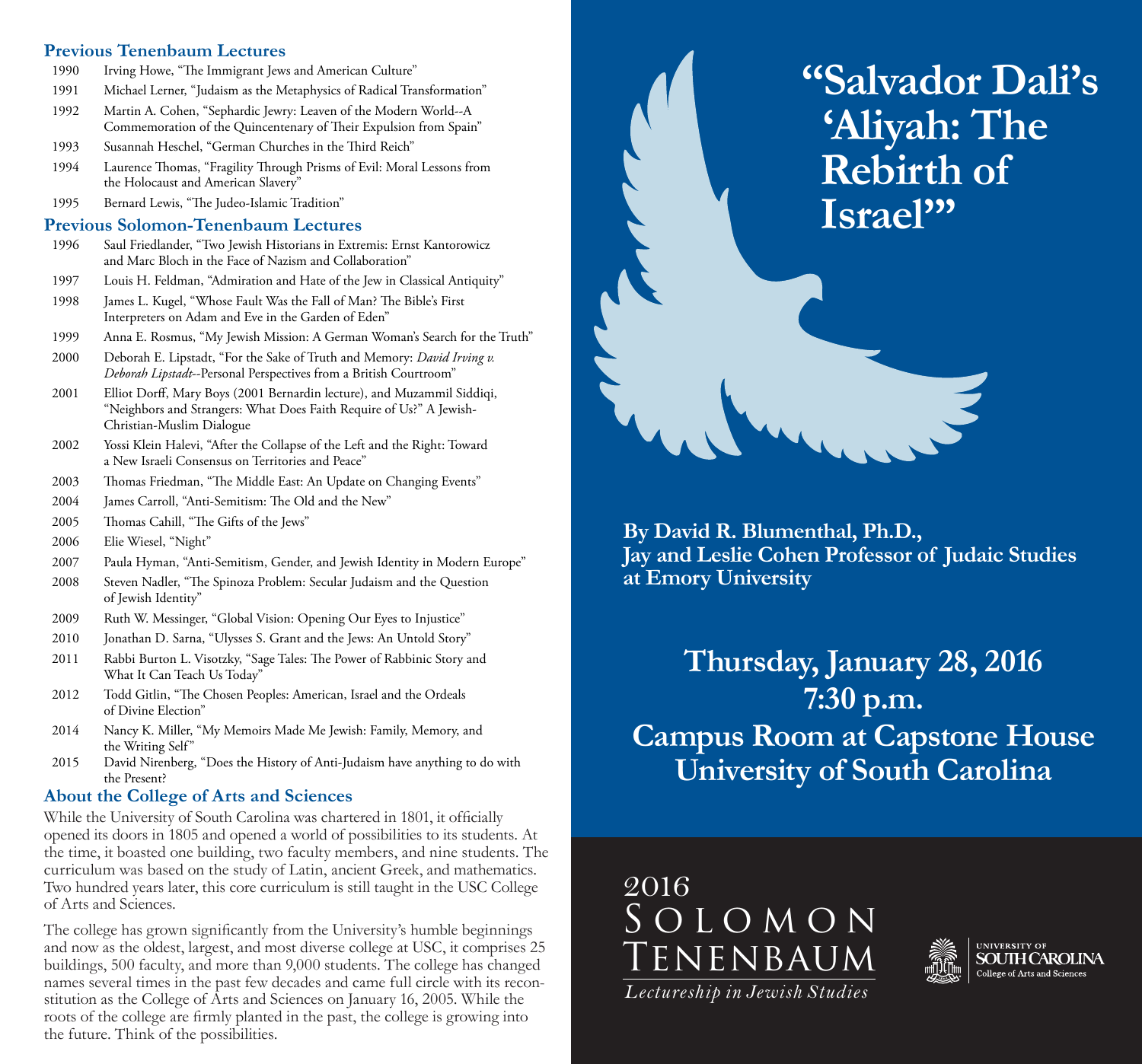## Previous Tenenbaum Lectures

| | |
|---|---|
| 1990 | Irving Howe, "The Immigrant Jews and American Culture" |
| 1991 | Michael Lerner, "Judaism as the Metaphysics of Radical Transformation" |
| 1992 | Martin A. Cohen, "Sephardic Jewry: Leaven of the Modern World--A Commemoration of the Quincentenary of Their Expulsion from Spain" |
| 1993 | Susannah Heschel, "German Churches in the Third Reich" |
| 1994 | Laurence Thomas, "Fragility Through Prisms of Evil: Moral Lessons from the Holocaust and American Slavery" |
| 1995 | Bernard Lewis, "The Judeo-Islamic Tradition" |

## Previous Solomon-Tenenbaum Lectures

| | |
|---|---|
| 1996 | Saul Friedlander, "Two Jewish Historians in Extremis: Ernst Kantorowicz and Marc Bloch in the Face of Nazism and Collaboration" |
| 1997 | Louis H. Feldman, "Admiration and Hate of the Jew in Classical Antiquity" |
| 1998 | James L. Kugel, "Whose Fault Was the Fall of Man? The Bible's First Interpreters on Adam and Eve in the Garden of Eden" |
| 1999 | Anna E. Rosmus, "My Jewish Mission: A German Woman's Search for the Truth" |
| 2000 | Deborah E. Lipstadt, "For the Sake of Truth and Memory: *David Irving v. Deborah Lipstadt*--Personal Perspectives from a British Courtroom" |
| 2001 | Elliot Dorff, Mary Boys (2001 Bernardin lecture), and Muzammil Siddiqi, "Neighbors and Strangers: What Does Faith Require of Us?" A Jewish-Christian-Muslim Dialogue |
| 2002 | Yossi Klein Halevi, "After the Collapse of the Left and the Right: Toward a New Israeli Consensus on Territories and Peace" |
| 2003 | Thomas Friedman, "The Middle East: An Update on Changing Events" |
| 2004 | James Carroll, "Anti-Semitism: The Old and the New" |
| 2005 | Thomas Cahill, "The Gifts of the Jews" |
| 2006 | Elie Wiesel, "Night" |
| 2007 | Paula Hyman, "Anti-Semitism, Gender, and Jewish Identity in Modern Europe" |
| 2008 | Steven Nadler, "The Spinoza Problem: Secular Judaism and the Question of Jewish Identity" |
| 2009 | Ruth W. Messinger, "Global Vision: Opening Our Eyes to Injustice" |
| 2010 | Jonathan D. Sarna, "Ulysses S. Grant and the Jews: An Untold Story" |
| 2011 | Rabbi Burton L. Visotzky, "Sage Tales: The Power of Rabbinic Story and What It Can Teach Us Today" |
| 2012 | Todd Gitlin, "The Chosen Peoples: American, Israel and the Ordeals of Divine Election" |
| 2014 | Nancy K. Miller, "My Memoirs Made Me Jewish: Family, Memory, and the Writing Self" |
| 2015 | David Nirenberg, "Does the History of Anti-Judaism have anything to do with the Present? |

## About the College of Arts and Sciences

While the University of South Carolina was chartered in 1801, it officially opened its doors in 1805 and opened a world of possibilities to its students. At the time, it boasted one building, two faculty members, and nine students. The curriculum was based on the study of Latin, ancient Greek, and mathematics. Two hundred years later, this core curriculum is still taught in the USC College of Arts and Sciences.

The college has grown significantly from the University's humble beginnings and now as the oldest, largest, and most diverse college at USC, it comprises 25 buildings, 500 faculty, and more than 9,000 students. The college has changed names several times in the past few decades and came full circle with its reconstitution as the College of Arts and Sciences on January 16, 2005. While the roots of the college are firmly planted in the past, the college is growing into the future. Think of the possibilities.

# "Salvador Dali's 'Aliyah: The Rebirth of Israel'"

**By David R. Blumenthal, Ph.D.,**
**Jay and Leslie Cohen Professor of Judaic Studies at Emory University**

**Thursday, January 28, 2016**
**7:30 p.m.**
**Campus Room at Capstone House**
**University of South Carolina**

2016 Solomon Tenenbaum
*Lectureship in Jewish Studies*

University of South Carolina
College of Arts and Sciences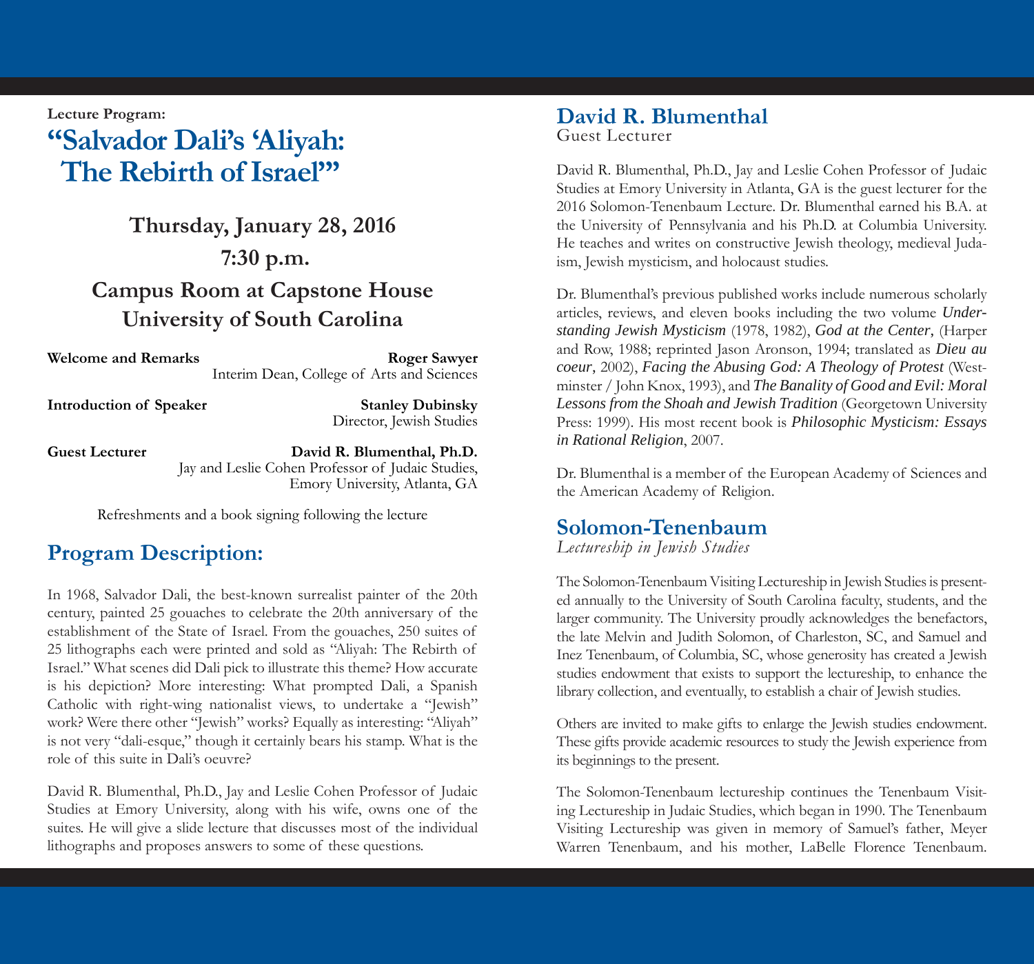**Lecture Program:**

# "Salvador Dali's 'Aliyah: The Rebirth of Israel'"

## Thursday, January 28, 2016

## 7:30 p.m.

## Campus Room at Capstone House
## University of South Carolina

**Welcome and Remarks** — **Roger Sawyer**
Interim Dean, College of Arts and Sciences

**Introduction of Speaker** — **Stanley Dubinsky**
Director, Jewish Studies

**Guest Lecturer** — **David R. Blumenthal, Ph.D.**
Jay and Leslie Cohen Professor of Judaic Studies, Emory University, Atlanta, GA

Refreshments and a book signing following the lecture

## Program Description:

In 1968, Salvador Dali, the best-known surrealist painter of the 20th century, painted 25 gouaches to celebrate the 20th anniversary of the establishment of the State of Israel. From the gouaches, 250 suites of 25 lithographs each were printed and sold as "Aliyah: The Rebirth of Israel." What scenes did Dali pick to illustrate this theme? How accurate is his depiction? More interesting: What prompted Dali, a Spanish Catholic with right-wing nationalist views, to undertake a "Jewish" work? Were there other "Jewish" works? Equally as interesting: "Aliyah" is not very "dali-esque," though it certainly bears his stamp. What is the role of this suite in Dali's oeuvre?

David R. Blumenthal, Ph.D., Jay and Leslie Cohen Professor of Judaic Studies at Emory University, along with his wife, owns one of the suites. He will give a slide lecture that discusses most of the individual lithographs and proposes answers to some of these questions.

## David R. Blumenthal
Guest Lecturer

David R. Blumenthal, Ph.D., Jay and Leslie Cohen Professor of Judaic Studies at Emory University in Atlanta, GA is the guest lecturer for the 2016 Solomon-Tenenbaum Lecture. Dr. Blumenthal earned his B.A. at the University of Pennsylvania and his Ph.D. at Columbia University. He teaches and writes on constructive Jewish theology, medieval Judaism, Jewish mysticism, and holocaust studies.

Dr. Blumenthal's previous published works include numerous scholarly articles, reviews, and eleven books including the two volume *Understanding Jewish Mysticism* (1978, 1982), *God at the Center*, (Harper and Row, 1988; reprinted Jason Aronson, 1994; translated as *Dieu au coeur*, 2002), *Facing the Abusing God: A Theology of Protest* (Westminster / John Knox, 1993), and *The Banality of Good and Evil: Moral Lessons from the Shoah and Jewish Tradition* (Georgetown University Press: 1999). His most recent book is *Philosophic Mysticism: Essays in Rational Religion*, 2007.

Dr. Blumenthal is a member of the European Academy of Sciences and the American Academy of Religion.

## Solomon-Tenenbaum
*Lectureship in Jewish Studies*

The Solomon-Tenenbaum Visiting Lectureship in Jewish Studies is presented annually to the University of South Carolina faculty, students, and the larger community. The University proudly acknowledges the benefactors, the late Melvin and Judith Solomon, of Charleston, SC, and Samuel and Inez Tenenbaum, of Columbia, SC, whose generosity has created a Jewish studies endowment that exists to support the lectureship, to enhance the library collection, and eventually, to establish a chair of Jewish studies.

Others are invited to make gifts to enlarge the Jewish studies endowment. These gifts provide academic resources to study the Jewish experience from its beginnings to the present.

The Solomon-Tenenbaum lectureship continues the Tenenbaum Visiting Lectureship in Judaic Studies, which began in 1990. The Tenenbaum Visiting Lectureship was given in memory of Samuel's father, Meyer Warren Tenenbaum, and his mother, LaBelle Florence Tenenbaum.